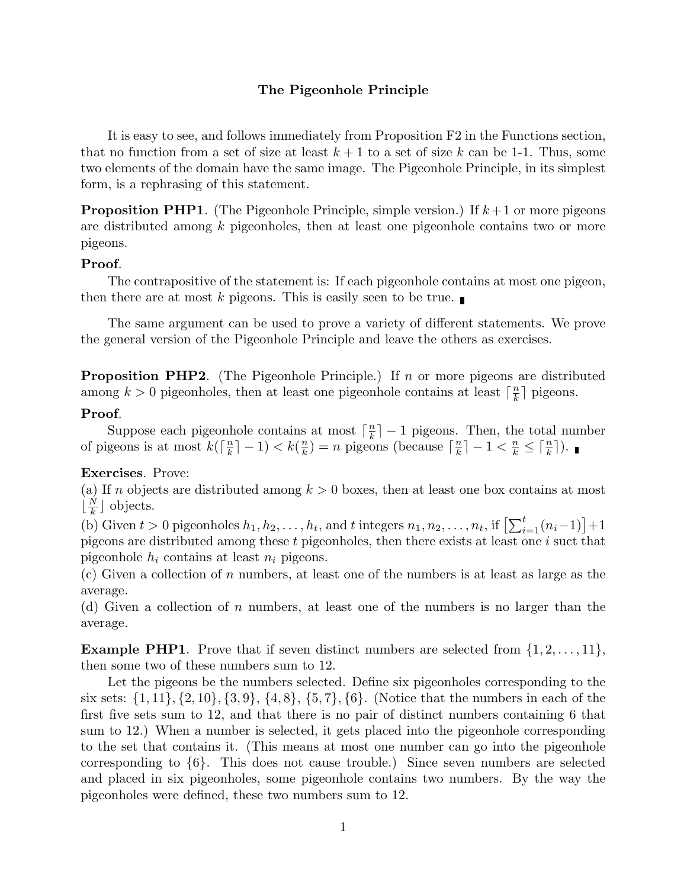# The Pigeonhole Principle

It is easy to see, and follows immediately from Proposition F2 in the Functions section, that no function from a set of size at least $k+1$ to a set of size $k$ can be 1-1. Thus, some two elements of the domain have the same image. The Pigeonhole Principle, in its simplest form, is a rephrasing of this statement.

**Proposition PHP1**. (The Pigeonhole Principle, simple version.) If $k+1$ or more pigeons are distributed among $k$ pigeonholes, then at least one pigeonhole contains two or more pigeons.

**Proof**.

The contrapositive of the statement is: If each pigeonhole contains at most one pigeon, then there are at most $k$ pigeons. This is easily seen to be true. ∎

The same argument can be used to prove a variety of different statements. We prove the general version of the Pigeonhole Principle and leave the others as exercises.

**Proposition PHP2**. (The Pigeonhole Principle.) If $n$ or more pigeons are distributed among $k > 0$ pigeonholes, then at least one pigeonhole contains at least $\lceil \frac{n}{k} \rceil$ pigeons.

**Proof**.

Suppose each pigeonhole contains at most $\lceil \frac{n}{k} \rceil - 1$ pigeons. Then, the total number of pigeons is at most $k(\lceil \frac{n}{k} \rceil - 1) < k(\frac{n}{k}) = n$ pigeons (because $\lceil \frac{n}{k} \rceil - 1 < \frac{n}{k} \leq \lceil \frac{n}{k} \rceil$). ∎

**Exercises**. Prove:

(a) If $n$ objects are distributed among $k > 0$ boxes, then at least one box contains at most $\lfloor \frac{N}{k} \rfloor$ objects.

(b) Given $t > 0$ pigeonholes $h_1, h_2, \ldots, h_t$, and $t$ integers $n_1, n_2, \ldots, n_t$, if $\left[\sum_{i=1}^{t}(n_i - 1)\right] + 1$ pigeons are distributed among these $t$ pigeonholes, then there exists at least one $i$ suct that pigeonhole $h_i$ contains at least $n_i$ pigeons.

(c) Given a collection of $n$ numbers, at least one of the numbers is at least as large as the average.

(d) Given a collection of $n$ numbers, at least one of the numbers is no larger than the average.

**Example PHP1**. Prove that if seven distinct numbers are selected from $\{1, 2, \ldots, 11\}$, then some two of these numbers sum to 12.

Let the pigeons be the numbers selected. Define six pigeonholes corresponding to the six sets: $\{1, 11\}, \{2, 10\}, \{3, 9\}, \{4, 8\}, \{5, 7\}, \{6\}$. (Notice that the numbers in each of the first five sets sum to 12, and that there is no pair of distinct numbers containing 6 that sum to 12.) When a number is selected, it gets placed into the pigeonhole corresponding to the set that contains it. (This means at most one number can go into the pigeonhole corresponding to $\{6\}$. This does not cause trouble.) Since seven numbers are selected and placed in six pigeonholes, some pigeonhole contains two numbers. By the way the pigeonholes were defined, these two numbers sum to 12.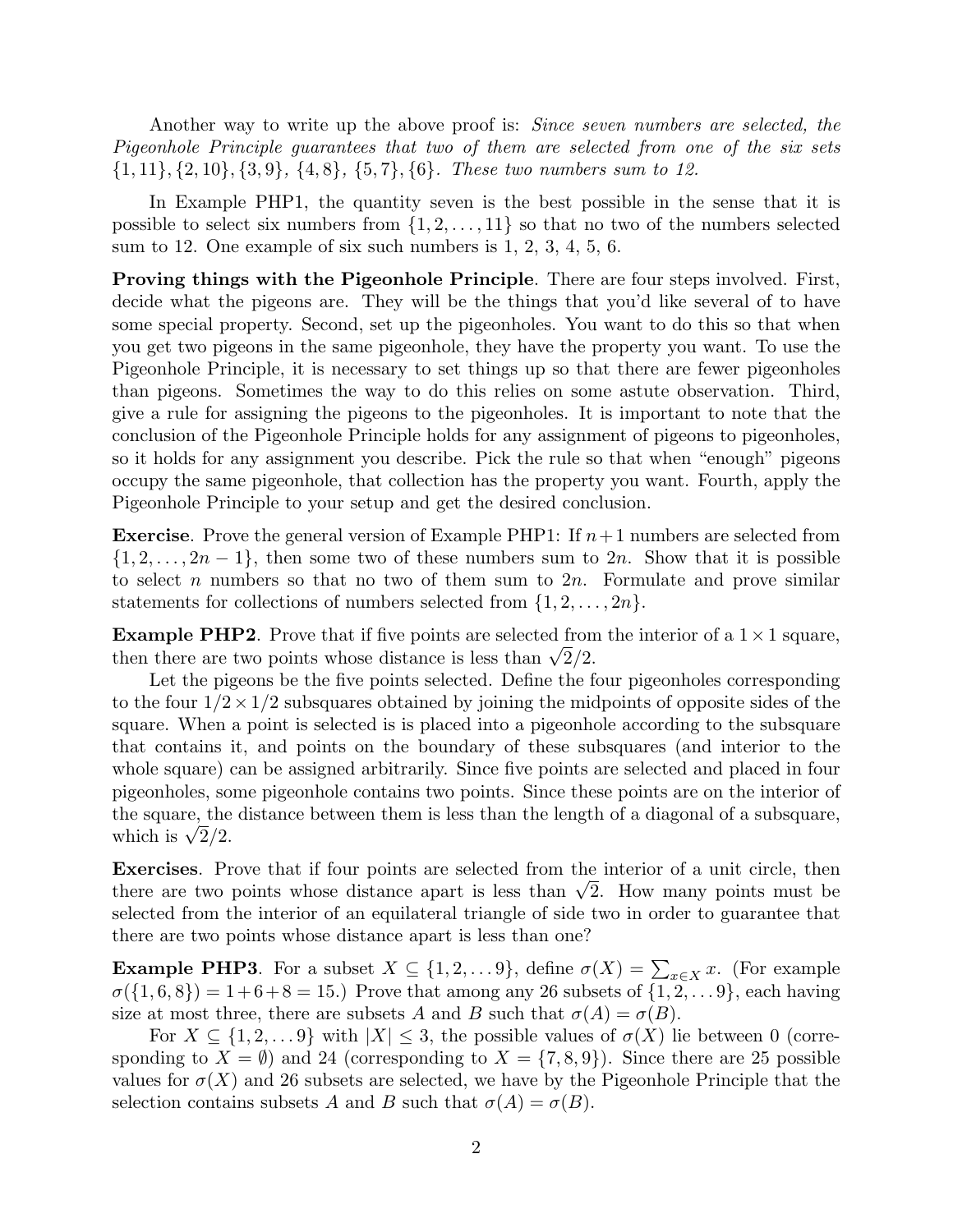Another way to write up the above proof is: *Since seven numbers are selected, the Pigeonhole Principle guarantees that two of them are selected from one of the six sets* $\{1, 11\}, \{2, 10\}, \{3, 9\}$*,* $\{4, 8\}$*,* $\{5, 7\}, \{6\}$*. These two numbers sum to 12.*

In Example PHP1, the quantity seven is the best possible in the sense that it is possible to select six numbers from $\{1, 2, \ldots, 11\}$ so that no two of the numbers selected sum to 12. One example of six such numbers is 1, 2, 3, 4, 5, 6.

**Proving things with the Pigeonhole Principle**. There are four steps involved. First, decide what the pigeons are. They will be the things that you'd like several of to have some special property. Second, set up the pigeonholes. You want to do this so that when you get two pigeons in the same pigeonhole, they have the property you want. To use the Pigeonhole Principle, it is necessary to set things up so that there are fewer pigeonholes than pigeons. Sometimes the way to do this relies on some astute observation. Third, give a rule for assigning the pigeons to the pigeonholes. It is important to note that the conclusion of the Pigeonhole Principle holds for any assignment of pigeons to pigeonholes, so it holds for any assignment you describe. Pick the rule so that when "enough" pigeons occupy the same pigeonhole, that collection has the property you want. Fourth, apply the Pigeonhole Principle to your setup and get the desired conclusion.

**Exercise**. Prove the general version of Example PHP1: If $n+1$ numbers are selected from $\{1, 2, \ldots, 2n-1\}$, then some two of these numbers sum to $2n$. Show that it is possible to select $n$ numbers so that no two of them sum to $2n$. Formulate and prove similar statements for collections of numbers selected from $\{1, 2, \ldots, 2n\}$.

**Example PHP2**. Prove that if five points are selected from the interior of a $1 \times 1$ square, then there are two points whose distance is less than $\sqrt{2}/2$.

Let the pigeons be the five points selected. Define the four pigeonholes corresponding to the four $1/2 \times 1/2$ subsquares obtained by joining the midpoints of opposite sides of the square. When a point is selected is is placed into a pigeonhole according to the subsquare that contains it, and points on the boundary of these subsquares (and interior to the whole square) can be assigned arbitrarily. Since five points are selected and placed in four pigeonholes, some pigeonhole contains two points. Since these points are on the interior of the square, the distance between them is less than the length of a diagonal of a subsquare, which is $\sqrt{2}/2$.

**Exercises**. Prove that if four points are selected from the interior of a unit circle, then there are two points whose distance apart is less than $\sqrt{2}$. How many points must be selected from the interior of an equilateral triangle of side two in order to guarantee that there are two points whose distance apart is less than one?

**Example PHP3**. For a subset $X \subseteq \{1, 2, \ldots 9\}$, define $\sigma(X) = \sum_{x \in X} x$. (For example $\sigma(\{1, 6, 8\}) = 1 + 6 + 8 = 15$.) Prove that among any 26 subsets of $\{1, 2, \ldots 9\}$, each having size at most three, there are subsets $A$ and $B$ such that $\sigma(A) = \sigma(B)$.

For $X \subseteq \{1, 2, \ldots 9\}$ with $|X| \leq 3$, the possible values of $\sigma(X)$ lie between 0 (corresponding to $X = \emptyset$) and 24 (corresponding to $X = \{7, 8, 9\}$). Since there are 25 possible values for $\sigma(X)$ and 26 subsets are selected, we have by the Pigeonhole Principle that the selection contains subsets $A$ and $B$ such that $\sigma(A) = \sigma(B)$.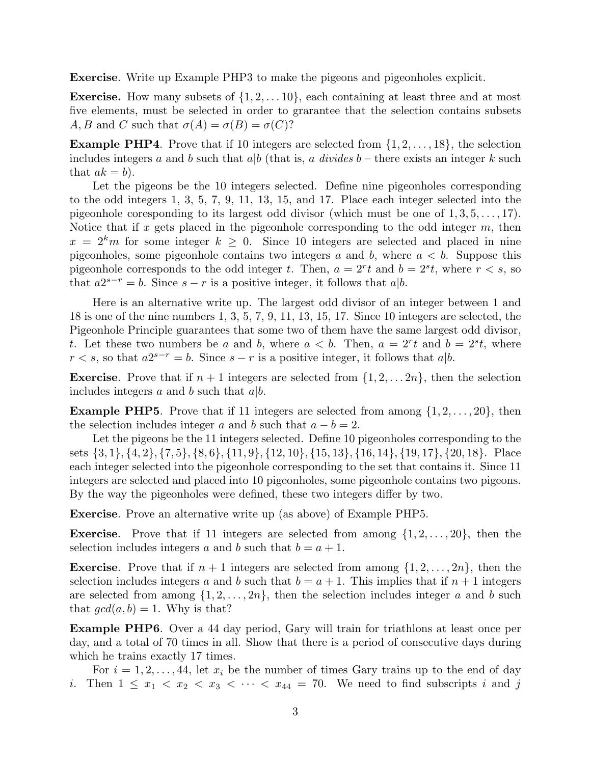**Exercise**. Write up Example PHP3 to make the pigeons and pigeonholes explicit.

**Exercise.** How many subsets of $\{1, 2, \ldots 10\}$, each containing at least three and at most five elements, must be selected in order to grarantee that the selection contains subsets $A, B$ and $C$ such that $\sigma(A) = \sigma(B) = \sigma(C)$?

**Example PHP4**. Prove that if 10 integers are selected from $\{1, 2, \ldots, 18\}$, the selection includes integers $a$ and $b$ such that $a|b$ (that is, $a$ *divides* $b$ – there exists an integer $k$ such that $ak = b$).

Let the pigeons be the 10 integers selected. Define nine pigeonholes corresponding to the odd integers 1, 3, 5, 7, 9, 11, 13, 15, and 17. Place each integer selected into the pigeonhole coresponding to its largest odd divisor (which must be one of $1, 3, 5, \ldots, 17$). Notice that if $x$ gets placed in the pigeonhole corresponding to the odd integer $m$, then $x = 2^k m$ for some integer $k \geq 0$. Since 10 integers are selected and placed in nine pigeonholes, some pigeonhole contains two integers $a$ and $b$, where $a < b$. Suppose this pigeonhole corresponds to the odd integer $t$. Then, $a = 2^r t$ and $b = 2^s t$, where $r < s$, so that $a2^{s-r} = b$. Since $s - r$ is a positive integer, it follows that $a|b$.

Here is an alternative write up. The largest odd divisor of an integer between 1 and 18 is one of the nine numbers 1, 3, 5, 7, 9, 11, 13, 15, 17. Since 10 integers are selected, the Pigeonhole Principle guarantees that some two of them have the same largest odd divisor, $t$. Let these two numbers be $a$ and $b$, where $a < b$. Then, $a = 2^r t$ and $b = 2^s t$, where $r < s$, so that $a2^{s-r} = b$. Since $s - r$ is a positive integer, it follows that $a|b$.

**Exercise**. Prove that if $n + 1$ integers are selected from $\{1, 2, \ldots 2n\}$, then the selection includes integers $a$ and $b$ such that $a|b$.

**Example PHP5**. Prove that if 11 integers are selected from among $\{1, 2, \ldots, 20\}$, then the selection includes integer $a$ and $b$ such that $a - b = 2$.

Let the pigeons be the 11 integers selected. Define 10 pigeonholes corresponding to the sets $\{3, 1\}, \{4, 2\}, \{7, 5\}, \{8, 6\}, \{11, 9\}, \{12, 10\}, \{15, 13\}, \{16, 14\}, \{19, 17\}, \{20, 18\}$. Place each integer selected into the pigeonhole corresponding to the set that contains it. Since 11 integers are selected and placed into 10 pigeonholes, some pigeonhole contains two pigeons. By the way the pigeonholes were defined, these two integers differ by two.

**Exercise**. Prove an alternative write up (as above) of Example PHP5.

**Exercise**. Prove that if 11 integers are selected from among $\{1, 2, \ldots, 20\}$, then the selection includes integers $a$ and $b$ such that $b = a + 1$.

**Exercise**. Prove that if $n + 1$ integers are selected from among $\{1, 2, \ldots, 2n\}$, then the selection includes integers $a$ and $b$ such that $b = a + 1$. This implies that if $n + 1$ integers are selected from among $\{1, 2, \ldots, 2n\}$, then the selection includes integer $a$ and $b$ such that $gcd(a, b) = 1$. Why is that?

**Example PHP6**. Over a 44 day period, Gary will train for triathlons at least once per day, and a total of 70 times in all. Show that there is a period of consecutive days during which he trains exactly 17 times.

For $i = 1, 2, \ldots, 44$, let $x_i$ be the number of times Gary trains up to the end of day $i$. Then $1 \leq x_1 < x_2 < x_3 < \cdots < x_{44} = 70$. We need to find subscripts $i$ and $j$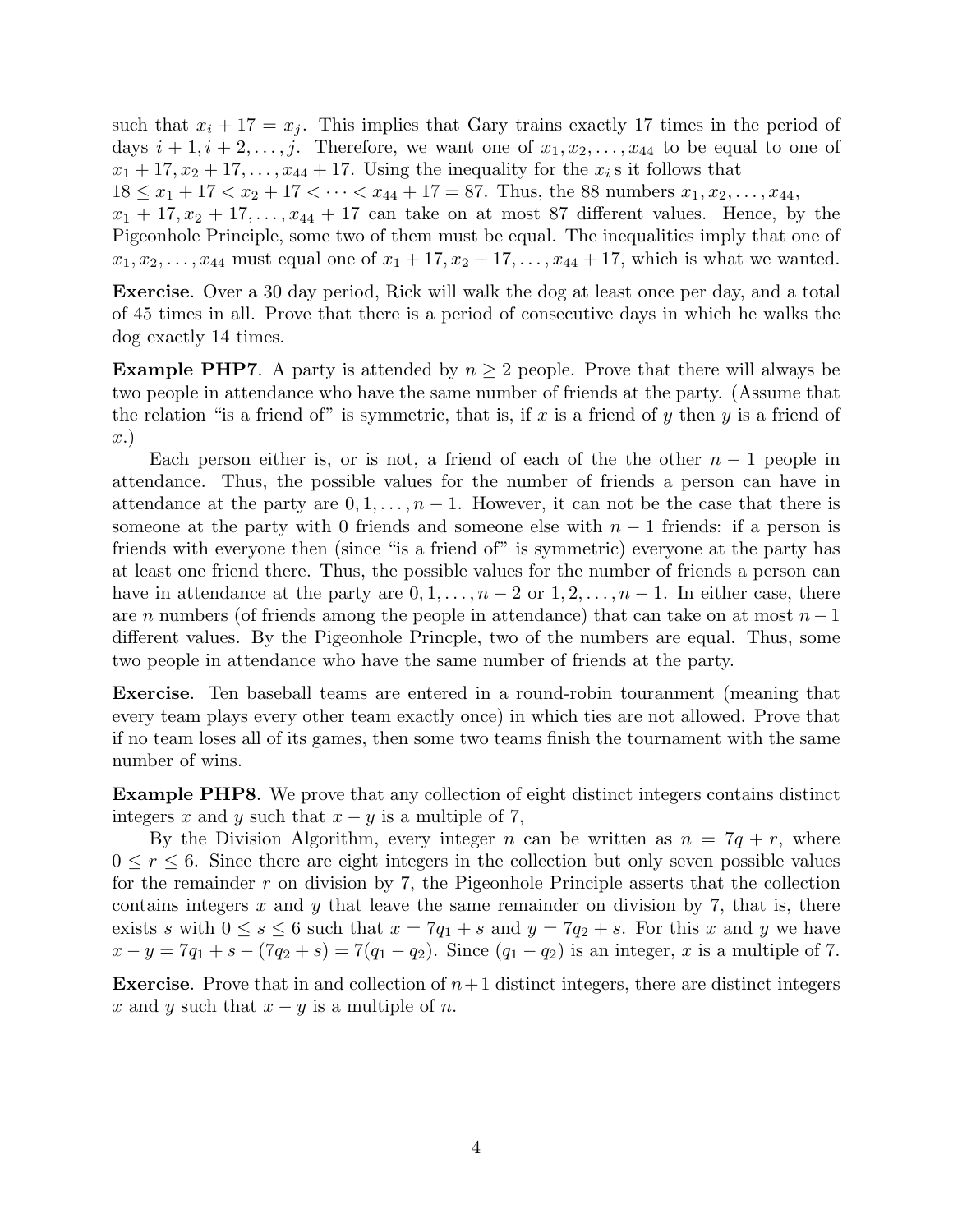such that $x_i + 17 = x_j$. This implies that Gary trains exactly 17 times in the period of days $i+1, i+2, \ldots, j$. Therefore, we want one of $x_1, x_2, \ldots, x_{44}$ to be equal to one of $x_1 + 17, x_2 + 17, \ldots, x_{44} + 17$. Using the inequality for the $x_i$ s it follows that $18 \leq x_1 + 17 < x_2 + 17 < \cdots < x_{44} + 17 = 87$. Thus, the 88 numbers $x_1, x_2, \ldots, x_{44}$, $x_1 + 17, x_2 + 17, \ldots, x_{44} + 17$ can take on at most 87 different values. Hence, by the Pigeonhole Principle, some two of them must be equal. The inequalities imply that one of $x_1, x_2, \ldots, x_{44}$ must equal one of $x_1 + 17, x_2 + 17, \ldots, x_{44} + 17$, which is what we wanted.

**Exercise**. Over a 30 day period, Rick will walk the dog at least once per day, and a total of 45 times in all. Prove that there is a period of consecutive days in which he walks the dog exactly 14 times.

**Example PHP7**. A party is attended by $n \geq 2$ people. Prove that there will always be two people in attendance who have the same number of friends at the party. (Assume that the relation "is a friend of" is symmetric, that is, if $x$ is a friend of $y$ then $y$ is a friend of $x$.)

Each person either is, or is not, a friend of each of the the other $n-1$ people in attendance. Thus, the possible values for the number of friends a person can have in attendance at the party are $0, 1, \ldots, n-1$. However, it can not be the case that there is someone at the party with 0 friends and someone else with $n-1$ friends: if a person is friends with everyone then (since "is a friend of" is symmetric) everyone at the party has at least one friend there. Thus, the possible values for the number of friends a person can have in attendance at the party are $0, 1, \ldots, n-2$ or $1, 2, \ldots, n-1$. In either case, there are $n$ numbers (of friends among the people in attendance) that can take on at most $n-1$ different values. By the Pigeonhole Princple, two of the numbers are equal. Thus, some two people in attendance who have the same number of friends at the party.

**Exercise**. Ten baseball teams are entered in a round-robin touranment (meaning that every team plays every other team exactly once) in which ties are not allowed. Prove that if no team loses all of its games, then some two teams finish the tournament with the same number of wins.

**Example PHP8**. We prove that any collection of eight distinct integers contains distinct integers $x$ and $y$ such that $x - y$ is a multiple of 7,

By the Division Algorithm, every integer $n$ can be written as $n = 7q + r$, where $0 \leq r \leq 6$. Since there are eight integers in the collection but only seven possible values for the remainder $r$ on division by 7, the Pigeonhole Principle asserts that the collection contains integers $x$ and $y$ that leave the same remainder on division by 7, that is, there exists $s$ with $0 \leq s \leq 6$ such that $x = 7q_1 + s$ and $y = 7q_2 + s$. For this $x$ and $y$ we have $x - y = 7q_1 + s - (7q_2 + s) = 7(q_1 - q_2)$. Since $(q_1 - q_2)$ is an integer, $x$ is a multiple of 7.

**Exercise**. Prove that in and collection of $n+1$ distinct integers, there are distinct integers $x$ and $y$ such that $x - y$ is a multiple of $n$.